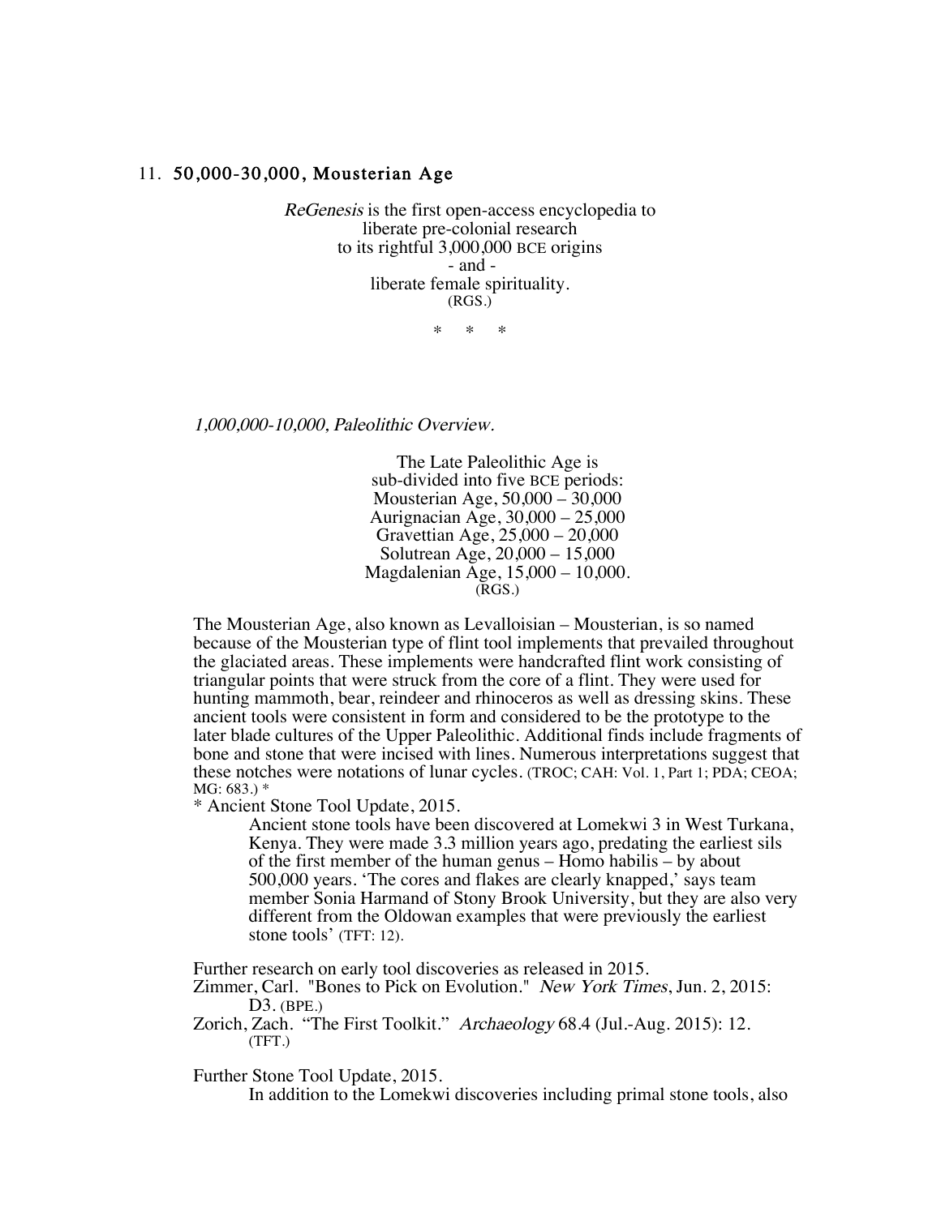## 11. 50,000-30,000, Mousterian Age

*ReGenesis* is the first open-access encyclopedia to
liberate pre-colonial research
to its rightful 3,000,000 BCE origins
\- and -
liberate female spirituality.
(RGS.)

\* \* \*

*1,000,000-10,000, Paleolithic Overview.*

The Late Paleolithic Age is
sub-divided into five BCE periods:
Mousterian Age, 50,000 – 30,000
Aurignacian Age, 30,000 – 25,000
Gravettian Age, 25,000 – 20,000
Solutrean Age, 20,000 – 15,000
Magdalenian Age, 15,000 – 10,000.
(RGS.)

The Mousterian Age, also known as Levalloisian – Mousterian, is so named because of the Mousterian type of flint tool implements that prevailed throughout the glaciated areas. These implements were handcrafted flint work consisting of triangular points that were struck from the core of a flint. They were used for hunting mammoth, bear, reindeer and rhinoceros as well as dressing skins. These ancient tools were consistent in form and considered to be the prototype to the later blade cultures of the Upper Paleolithic. Additional finds include fragments of bone and stone that were incised with lines. Numerous interpretations suggest that these notches were notations of lunar cycles. (TROC; CAH: Vol. 1, Part 1; PDA; CEOA; MG: 683.) *

\* Ancient Stone Tool Update, 2015.

> Ancient stone tools have been discovered at Lomekwi 3 in West Turkana, Kenya. They were made 3.3 million years ago, predating the earliest sils of the first member of the human genus – Homo habilis – by about 500,000 years. 'The cores and flakes are clearly knapped,' says team member Sonia Harmand of Stony Brook University, but they are also very different from the Oldowan examples that were previously the earliest stone tools' (TFT: 12).

Further research on early tool discoveries as released in 2015.

Zimmer, Carl. "Bones to Pick on Evolution." *New York Times*, Jun. 2, 2015: D3. (BPE.)

Zorich, Zach. "The First Toolkit." *Archaeology* 68.4 (Jul.-Aug. 2015): 12. (TFT.)

Further Stone Tool Update, 2015.

> In addition to the Lomekwi discoveries including primal stone tools, also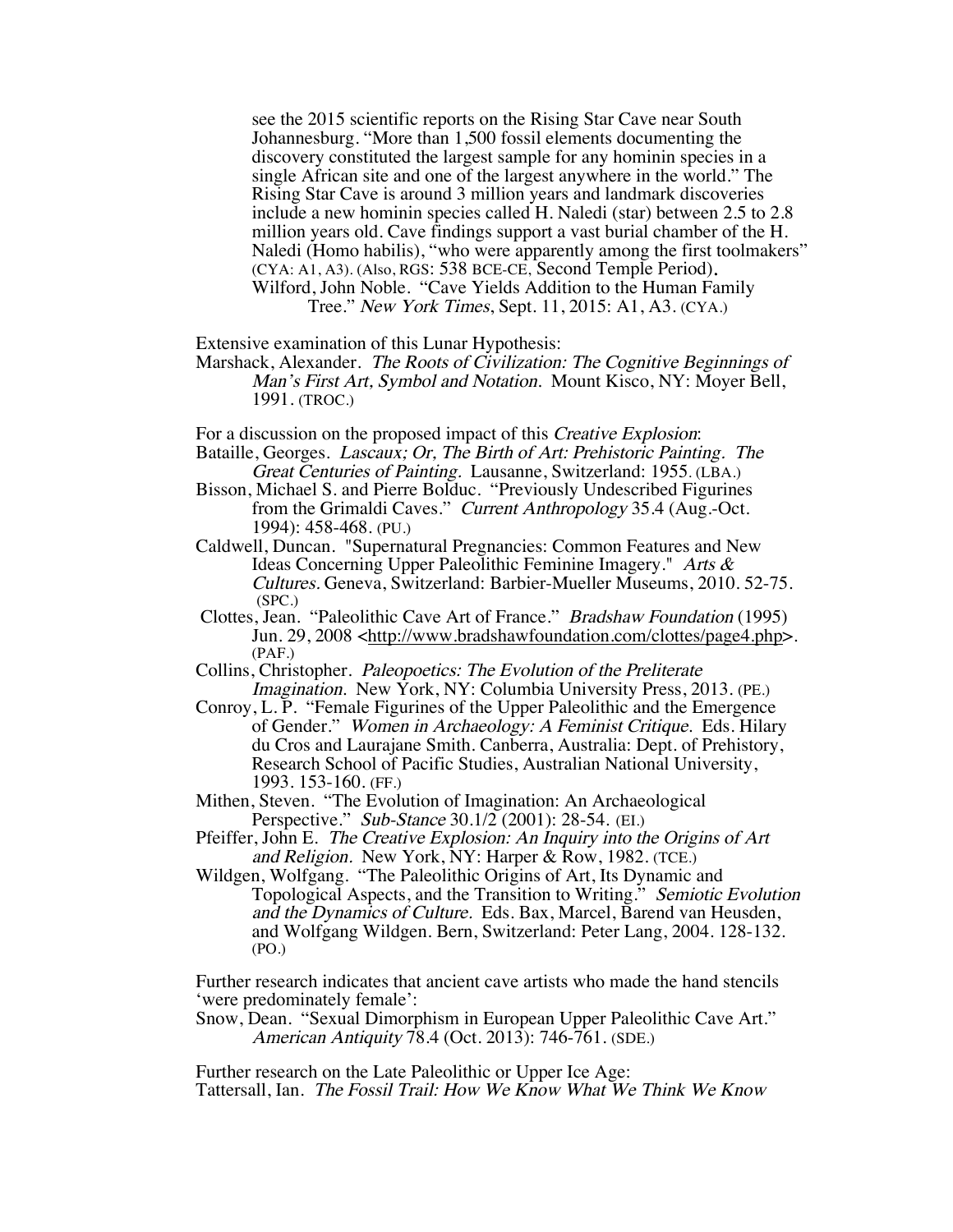see the 2015 scientific reports on the Rising Star Cave near South Johannesburg. "More than 1,500 fossil elements documenting the discovery constituted the largest sample for any hominin species in a single African site and one of the largest anywhere in the world." The Rising Star Cave is around 3 million years and landmark discoveries include a new hominin species called H. Naledi (star) between 2.5 to 2.8 million years old. Cave findings support a vast burial chamber of the H. Naledi (Homo habilis), "who were apparently among the first toolmakers" (CYA: A1, A3). (Also, RGS: 538 BCE-CE, Second Temple Period).

Wilford, John Noble. "Cave Yields Addition to the Human Family Tree." *New York Times*, Sept. 11, 2015: A1, A3. (CYA.)

Extensive examination of this Lunar Hypothesis:

Marshack, Alexander. *The Roots of Civilization: The Cognitive Beginnings of Man's First Art, Symbol and Notation.* Mount Kisco, NY: Moyer Bell, 1991. (TROC.)

For a discussion on the proposed impact of this *Creative Explosion*:

Bataille, Georges. *Lascaux; Or, The Birth of Art: Prehistoric Painting. The Great Centuries of Painting.* Lausanne, Switzerland: 1955. (LBA.)

Bisson, Michael S. and Pierre Bolduc. "Previously Undescribed Figurines from the Grimaldi Caves." *Current Anthropology* 35.4 (Aug.-Oct. 1994): 458-468. (PU.)

Caldwell, Duncan. "Supernatural Pregnancies: Common Features and New Ideas Concerning Upper Paleolithic Feminine Imagery." *Arts & Cultures.* Geneva, Switzerland: Barbier-Mueller Museums, 2010. 52-75. (SPC.)

Clottes, Jean. "Paleolithic Cave Art of France." *Bradshaw Foundation* (1995) Jun. 29, 2008 <http://www.bradshawfoundation.com/clottes/page4.php>. (PAF.)

Collins, Christopher. *Paleopoetics: The Evolution of the Preliterate Imagination.* New York, NY: Columbia University Press, 2013. (PE.)

Conroy, L. P. "Female Figurines of the Upper Paleolithic and the Emergence of Gender." *Women in Archaeology: A Feminist Critique.* Eds. Hilary du Cros and Laurajane Smith. Canberra, Australia: Dept. of Prehistory, Research School of Pacific Studies, Australian National University, 1993. 153-160. (FF.)

Mithen, Steven. "The Evolution of Imagination: An Archaeological Perspective." *Sub-Stance* 30.1/2 (2001): 28-54. (EI.)

Pfeiffer, John E. *The Creative Explosion: An Inquiry into the Origins of Art and Religion.* New York, NY: Harper & Row, 1982. (TCE.)

Wildgen, Wolfgang. "The Paleolithic Origins of Art, Its Dynamic and Topological Aspects, and the Transition to Writing." *Semiotic Evolution and the Dynamics of Culture.* Eds. Bax, Marcel, Barend van Heusden, and Wolfgang Wildgen. Bern, Switzerland: Peter Lang, 2004. 128-132. (PO.)

Further research indicates that ancient cave artists who made the hand stencils 'were predominately female':

Snow, Dean. "Sexual Dimorphism in European Upper Paleolithic Cave Art." *American Antiquity* 78.4 (Oct. 2013): 746-761. (SDE.)

Further research on the Late Paleolithic or Upper Ice Age:

Tattersall, Ian. *The Fossil Trail: How We Know What We Think We Know*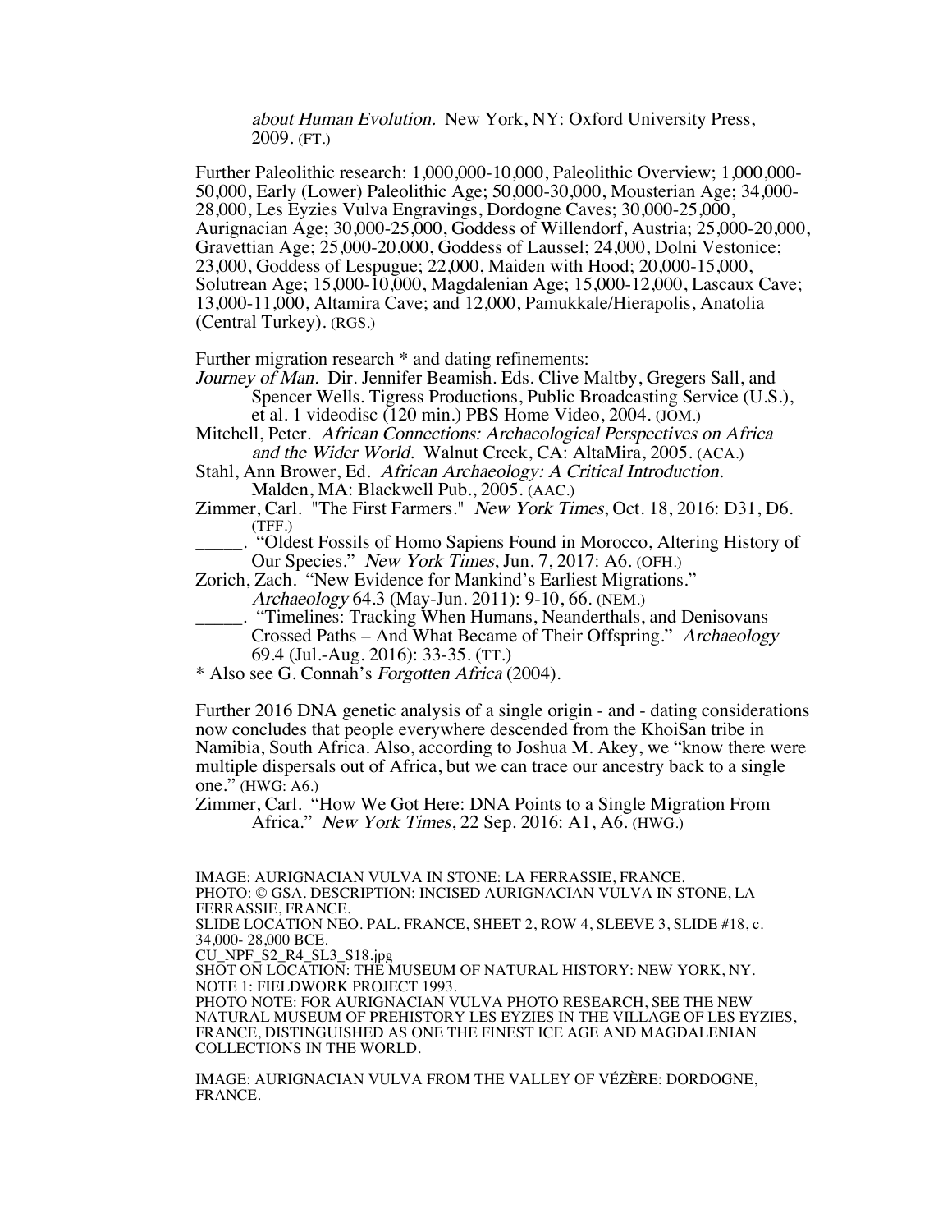*about Human Evolution.* New York, NY: Oxford University Press, 2009. (FT.)

Further Paleolithic research: 1,000,000-10,000, Paleolithic Overview; 1,000,000-50,000, Early (Lower) Paleolithic Age; 50,000-30,000, Mousterian Age; 34,000-28,000, Les Eyzies Vulva Engravings, Dordogne Caves; 30,000-25,000, Aurignacian Age; 30,000-25,000, Goddess of Willendorf, Austria; 25,000-20,000, Gravettian Age; 25,000-20,000, Goddess of Laussel; 24,000, Dolni Vestonice; 23,000, Goddess of Lespugue; 22,000, Maiden with Hood; 20,000-15,000, Solutrean Age; 15,000-10,000, Magdalenian Age; 15,000-12,000, Lascaux Cave; 13,000-11,000, Altamira Cave; and 12,000, Pamukkale/Hierapolis, Anatolia (Central Turkey). (RGS.)

Further migration research * and dating refinements:

*Journey of Man.* Dir. Jennifer Beamish. Eds. Clive Maltby, Gregers Sall, and Spencer Wells. Tigress Productions, Public Broadcasting Service (U.S.), et al. 1 videodisc (120 min.) PBS Home Video, 2004. (JOM.)

Mitchell, Peter. *African Connections: Archaeological Perspectives on Africa and the Wider World.* Walnut Creek, CA: AltaMira, 2005. (ACA.)

Stahl, Ann Brower, Ed. *African Archaeology: A Critical Introduction.* Malden, MA: Blackwell Pub., 2005. (AAC.)

Zimmer, Carl. "The First Farmers." *New York Times*, Oct. 18, 2016: D31, D6. (TFF.)

_____. "Oldest Fossils of Homo Sapiens Found in Morocco, Altering History of Our Species." *New York Times*, Jun. 7, 2017: A6. (OFH.)

Zorich, Zach. "New Evidence for Mankind's Earliest Migrations." *Archaeology* 64.3 (May-Jun. 2011): 9-10, 66. (NEM.)

_____. "Timelines: Tracking When Humans, Neanderthals, and Denisovans Crossed Paths – And What Became of Their Offspring." *Archaeology* 69.4 (Jul.-Aug. 2016): 33-35. (TT.)

* Also see G. Connah's *Forgotten Africa* (2004).

Further 2016 DNA genetic analysis of a single origin - and - dating considerations now concludes that people everywhere descended from the KhoiSan tribe in Namibia, South Africa. Also, according to Joshua M. Akey, we "know there were multiple dispersals out of Africa, but we can trace our ancestry back to a single one." (HWG: A6.)

Zimmer, Carl. "How We Got Here: DNA Points to a Single Migration From Africa." *New York Times*, 22 Sep. 2016: A1, A6. (HWG.)

IMAGE: AURIGNACIAN VULVA IN STONE: LA FERRASSIE, FRANCE.
PHOTO: © GSA. DESCRIPTION: INCISED AURIGNACIAN VULVA IN STONE, LA FERRASSIE, FRANCE.
SLIDE LOCATION NEO. PAL. FRANCE, SHEET 2, ROW 4, SLEEVE 3, SLIDE #18, c. 34,000- 28,000 BCE.
CU_NPF_S2_R4_SL3_S18.jpg
SHOT ON LOCATION: THE MUSEUM OF NATURAL HISTORY: NEW YORK, NY.
NOTE 1: FIELDWORK PROJECT 1993.
PHOTO NOTE: FOR AURIGNACIAN VULVA PHOTO RESEARCH, SEE THE NEW NATURAL MUSEUM OF PREHISTORY LES EYZIES IN THE VILLAGE OF LES EYZIES, FRANCE, DISTINGUISHED AS ONE THE FINEST ICE AGE AND MAGDALENIAN COLLECTIONS IN THE WORLD.

IMAGE: AURIGNACIAN VULVA FROM THE VALLEY OF VÉZÈRE: DORDOGNE, FRANCE.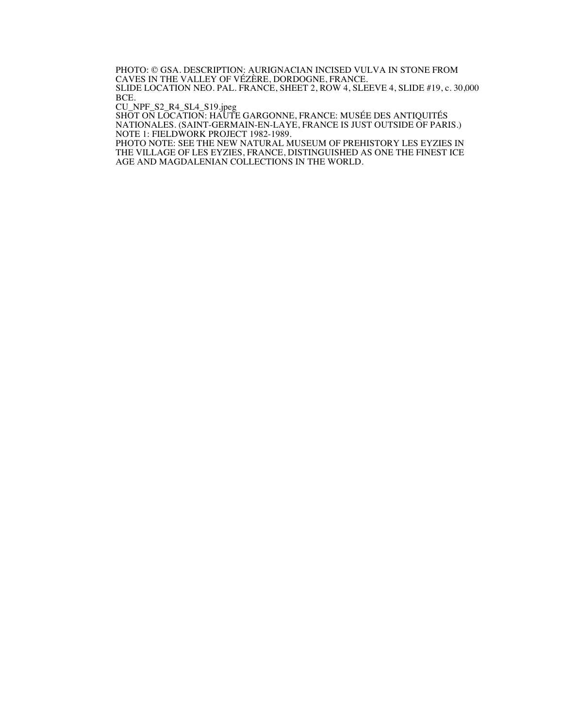PHOTO: © GSA. DESCRIPTION: AURIGNACIAN INCISED VULVA IN STONE FROM CAVES IN THE VALLEY OF VÉZÈRE, DORDOGNE, FRANCE.
SLIDE LOCATION NEO. PAL. FRANCE, SHEET 2, ROW 4, SLEEVE 4, SLIDE #19, c. 30,000 BCE.
CU_NPF_S2_R4_SL4_S19.jpeg
SHOT ON LOCATION: HAUTE GARGONNE, FRANCE: MUSÉE DES ANTIQUITÉS NATIONALES. (SAINT-GERMAIN-EN-LAYE, FRANCE IS JUST OUTSIDE OF PARIS.)
NOTE 1: FIELDWORK PROJECT 1982-1989.
PHOTO NOTE: SEE THE NEW NATURAL MUSEUM OF PREHISTORY LES EYZIES IN THE VILLAGE OF LES EYZIES, FRANCE, DISTINGUISHED AS ONE THE FINEST ICE AGE AND MAGDALENIAN COLLECTIONS IN THE WORLD.